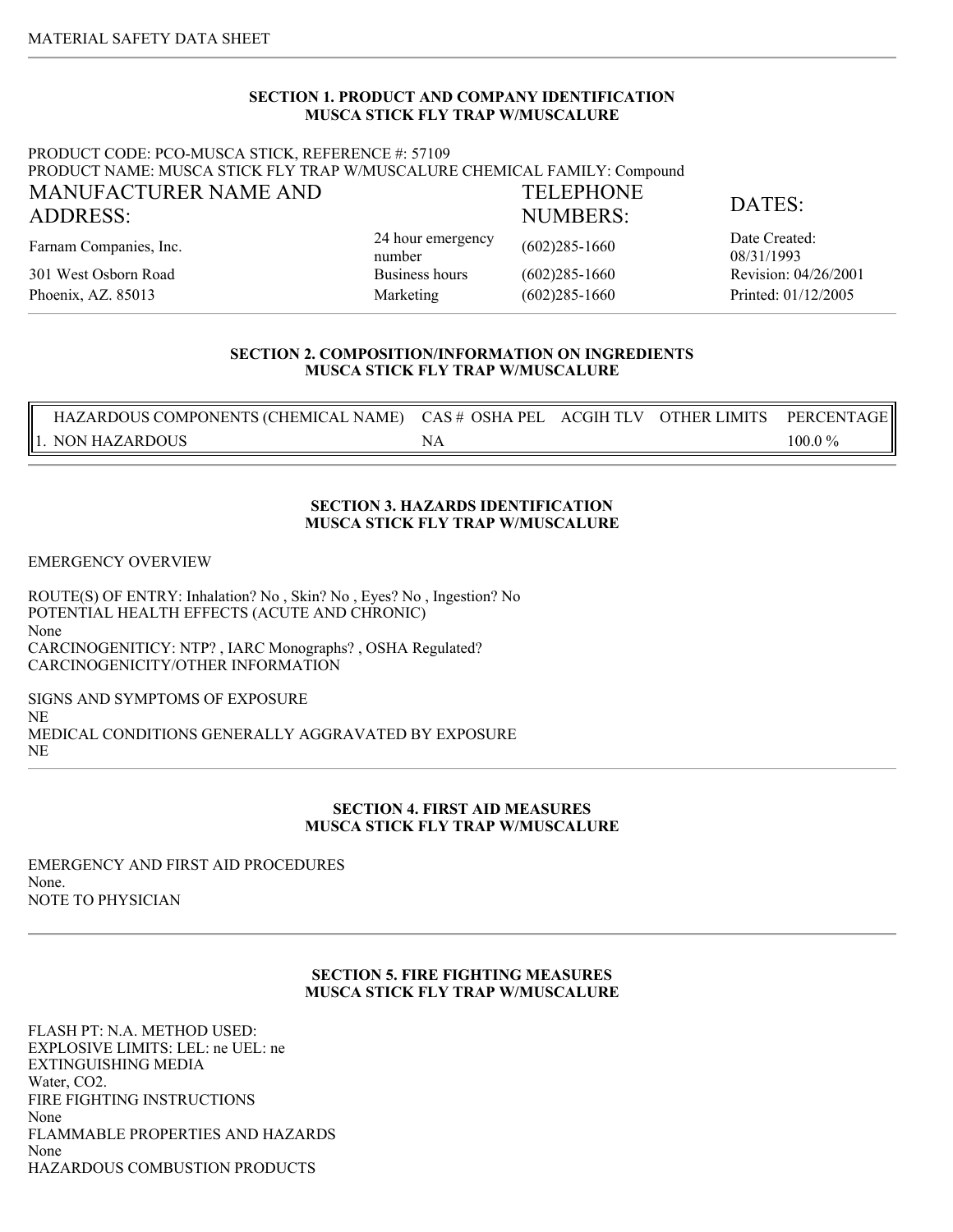MATERIAL SAFETY DATA SHEET

## SECTION 1. PRODUCT AND COMPANY IDENTIFICATION
### MUSCA STICK FLY TRAP W/MUSCALURE

PRODUCT CODE: PCO-MUSCA STICK, REFERENCE #: 57109
PRODUCT NAME: MUSCA STICK FLY TRAP W/MUSCALURE CHEMICAL FAMILY: Compound

| MANUFACTURER NAME AND ADDRESS: | TELEPHONE NUMBERS: | | DATES: |
|---|---|---|---|
| Farnam Companies, Inc. | 24 hour emergency number | (602)285-1660 | Date Created: 08/31/1993 |
| 301 West Osborn Road | Business hours | (602)285-1660 | Revision: 04/26/2001 |
| Phoenix, AZ. 85013 | Marketing | (602)285-1660 | Printed: 01/12/2005 |

## SECTION 2. COMPOSITION/INFORMATION ON INGREDIENTS
### MUSCA STICK FLY TRAP W/MUSCALURE

| HAZARDOUS COMPONENTS (CHEMICAL NAME) | CAS # | OSHA PEL | ACGIH TLV | OTHER LIMITS | PERCENTAGE |
|---|---|---|---|---|---|
| 1. NON HAZARDOUS | NA | | | | 100.0 % |

## SECTION 3. HAZARDS IDENTIFICATION
### MUSCA STICK FLY TRAP W/MUSCALURE

EMERGENCY OVERVIEW

ROUTE(S) OF ENTRY: Inhalation? No , Skin? No , Eyes? No , Ingestion? No
POTENTIAL HEALTH EFFECTS (ACUTE AND CHRONIC)
None
CARCINOGENITICY: NTP? , IARC Monographs? , OSHA Regulated?
CARCINOGENICITY/OTHER INFORMATION

SIGNS AND SYMPTOMS OF EXPOSURE
NE
MEDICAL CONDITIONS GENERALLY AGGRAVATED BY EXPOSURE
NE

## SECTION 4. FIRST AID MEASURES
### MUSCA STICK FLY TRAP W/MUSCALURE

EMERGENCY AND FIRST AID PROCEDURES
None.
NOTE TO PHYSICIAN

## SECTION 5. FIRE FIGHTING MEASURES
### MUSCA STICK FLY TRAP W/MUSCALURE

FLASH PT: N.A. METHOD USED:
EXPLOSIVE LIMITS: LEL: ne UEL: ne
EXTINGUISHING MEDIA
Water, CO2.
FIRE FIGHTING INSTRUCTIONS
None
FLAMMABLE PROPERTIES AND HAZARDS
None
HAZARDOUS COMBUSTION PRODUCTS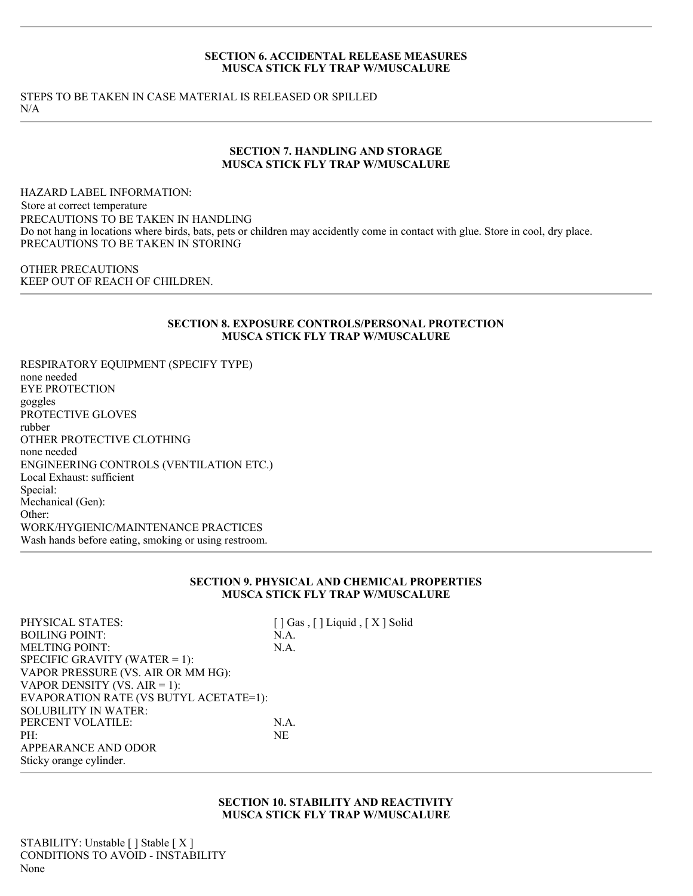## SECTION 6. ACCIDENTAL RELEASE MEASURES
## MUSCA STICK FLY TRAP W/MUSCALURE

STEPS TO BE TAKEN IN CASE MATERIAL IS RELEASED OR SPILLED
N/A

## SECTION 7. HANDLING AND STORAGE
## MUSCA STICK FLY TRAP W/MUSCALURE

HAZARD LABEL INFORMATION:
Store at correct temperature
PRECAUTIONS TO BE TAKEN IN HANDLING
Do not hang in locations where birds, bats, pets or children may accidently come in contact with glue. Store in cool, dry place.
PRECAUTIONS TO BE TAKEN IN STORING

OTHER PRECAUTIONS
KEEP OUT OF REACH OF CHILDREN.

## SECTION 8. EXPOSURE CONTROLS/PERSONAL PROTECTION
## MUSCA STICK FLY TRAP W/MUSCALURE

RESPIRATORY EQUIPMENT (SPECIFY TYPE)
none needed
EYE PROTECTION
goggles
PROTECTIVE GLOVES
rubber
OTHER PROTECTIVE CLOTHING
none needed
ENGINEERING CONTROLS (VENTILATION ETC.)
Local Exhaust: sufficient
Special:
Mechanical (Gen):
Other:
WORK/HYGIENIC/MAINTENANCE PRACTICES
Wash hands before eating, smoking or using restroom.

## SECTION 9. PHYSICAL AND CHEMICAL PROPERTIES
## MUSCA STICK FLY TRAP W/MUSCALURE

| | |
|---|---|
| PHYSICAL STATES: | [ ] Gas , [ ] Liquid , [ X ] Solid |
| BOILING POINT: | N.A. |
| MELTING POINT: | N.A. |
| SPECIFIC GRAVITY (WATER = 1): | |
| VAPOR PRESSURE (VS. AIR OR MM HG): | |
| VAPOR DENSITY (VS. AIR = 1): | |
| EVAPORATION RATE (VS BUTYL ACETATE=1): | |
| SOLUBILITY IN WATER: | |
| PERCENT VOLATILE: | N.A. |
| PH: | NE |

APPEARANCE AND ODOR
Sticky orange cylinder.

## SECTION 10. STABILITY AND REACTIVITY
## MUSCA STICK FLY TRAP W/MUSCALURE

STABILITY: Unstable [ ] Stable [ X ]
CONDITIONS TO AVOID - INSTABILITY
None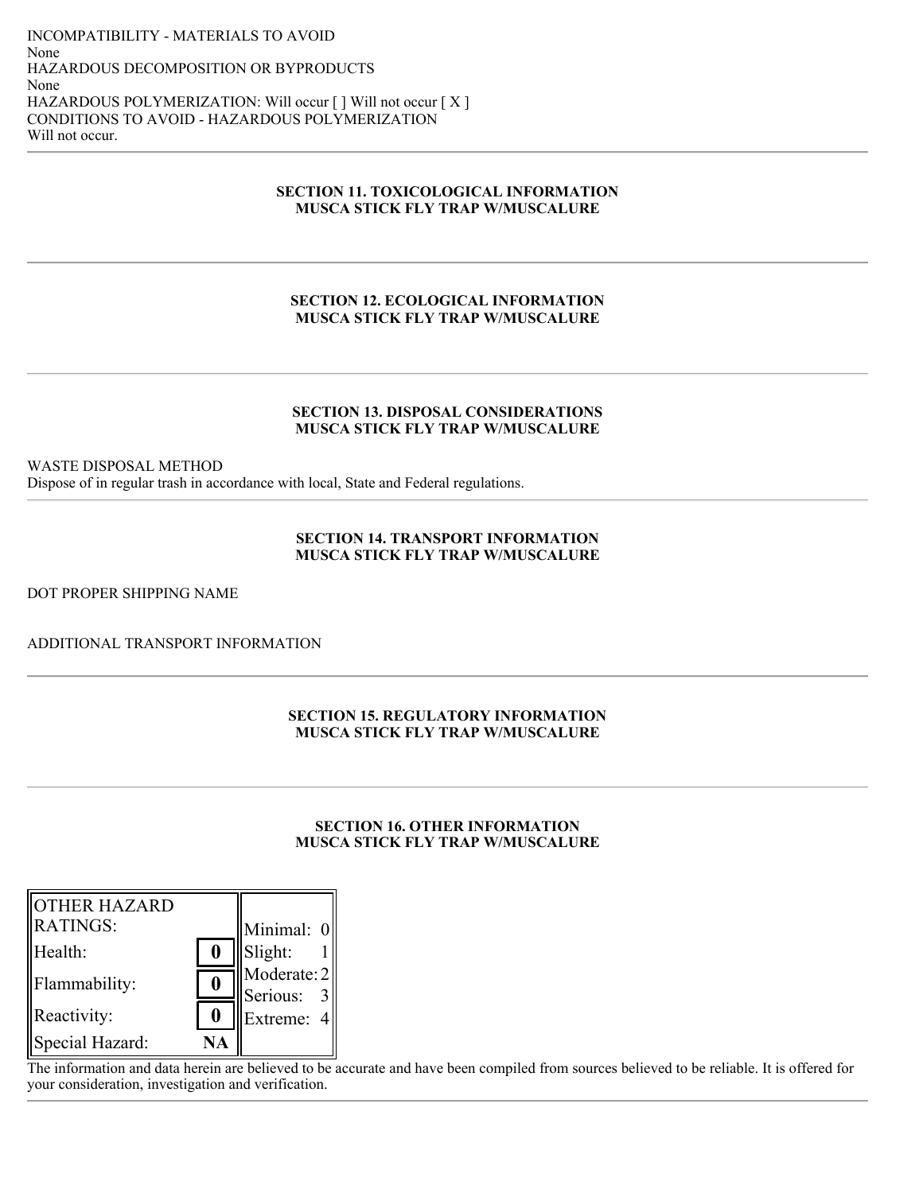INCOMPATIBILITY - MATERIALS TO AVOID
None
HAZARDOUS DECOMPOSITION OR BYPRODUCTS
None
HAZARDOUS POLYMERIZATION: Will occur [ ] Will not occur [ X ]
CONDITIONS TO AVOID - HAZARDOUS POLYMERIZATION
Will not occur.

---

**SECTION 11. TOXICOLOGICAL INFORMATION**
**MUSCA STICK FLY TRAP W/MUSCALURE**

---

**SECTION 12. ECOLOGICAL INFORMATION**
**MUSCA STICK FLY TRAP W/MUSCALURE**

---

**SECTION 13. DISPOSAL CONSIDERATIONS**
**MUSCA STICK FLY TRAP W/MUSCALURE**

WASTE DISPOSAL METHOD
Dispose of in regular trash in accordance with local, State and Federal regulations.

---

**SECTION 14. TRANSPORT INFORMATION**
**MUSCA STICK FLY TRAP W/MUSCALURE**

DOT PROPER SHIPPING NAME

ADDITIONAL TRANSPORT INFORMATION

---

**SECTION 15. REGULATORY INFORMATION**
**MUSCA STICK FLY TRAP W/MUSCALURE**

---

**SECTION 16. OTHER INFORMATION**
**MUSCA STICK FLY TRAP W/MUSCALURE**

| OTHER HAZARD RATINGS: | | |
|---|---|---|
| | | Minimal: 0 |
| Health: | **0** | Slight: 1 |
| Flammability: | **0** | Moderate: 2 |
| | | Serious: 3 |
| Reactivity: | **0** | Extreme: 4 |
| Special Hazard: | **NA** | |

The information and data herein are believed to be accurate and have been compiled from sources believed to be reliable. It is offered for your consideration, investigation and verification.